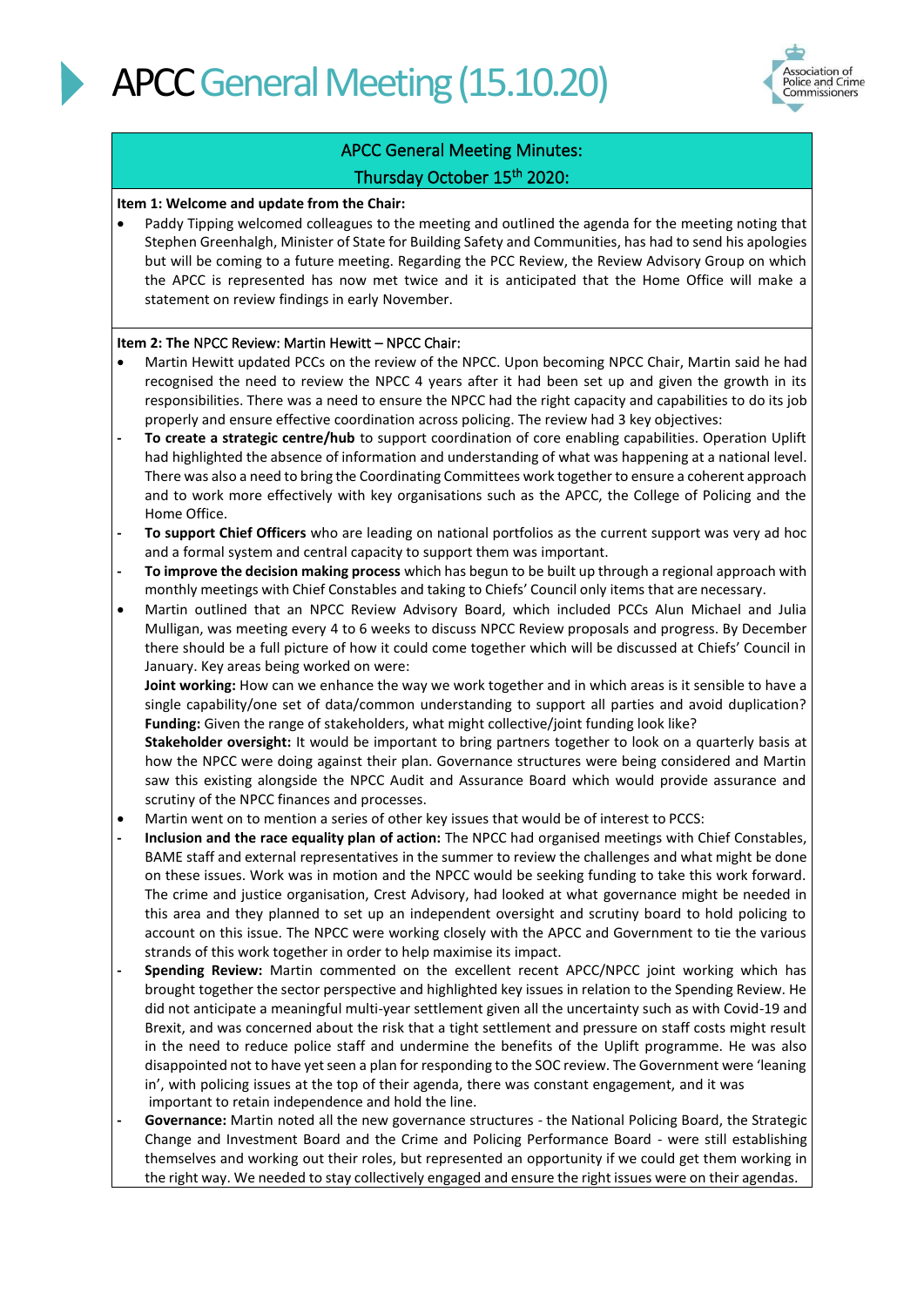# APCC General Meeting (15.10.20)

## APCC General Meeting Minutes: Thursday October 15th 2020:

**Item 1: Welcome and update from the Chair:**

- Paddy Tipping welcomed colleagues to the meeting and outlined the agenda for the meeting noting that Stephen Greenhalgh, Minister of State for Building Safety and Communities, has had to send his apologies but will be coming to a future meeting. Regarding the PCC Review, the Review Advisory Group on which the APCC is represented has now met twice and it is anticipated that the Home Office will make a statement on review findings in early November.

**Item 2: The** NPCC Review: Martin Hewitt – NPCC Chair:

- Martin Hewitt updated PCCs on the review of the NPCC. Upon becoming NPCC Chair, Martin said he had recognised the need to review the NPCC 4 years after it had been set up and given the growth in its responsibilities. There was a need to ensure the NPCC had the right capacity and capabilities to do its job properly and ensure effective coordination across policing. The review had 3 key objectives:
  - **To create a strategic centre/hub** to support coordination of core enabling capabilities. Operation Uplift had highlighted the absence of information and understanding of what was happening at a national level. There was also a need to bring the Coordinating Committees work together to ensure a coherent approach and to work more effectively with key organisations such as the APCC, the College of Policing and the Home Office.
  - **To support Chief Officers** who are leading on national portfolios as the current support was very ad hoc and a formal system and central capacity to support them was important.
  - **To improve the decision making process** which has begun to be built up through a regional approach with monthly meetings with Chief Constables and taking to Chiefs' Council only items that are necessary.
- Martin outlined that an NPCC Review Advisory Board, which included PCCs Alun Michael and Julia Mulligan, was meeting every 4 to 6 weeks to discuss NPCC Review proposals and progress. By December there should be a full picture of how it could come together which will be discussed at Chiefs' Council in January. Key areas being worked on were:

  **Joint working:** How can we enhance the way we work together and in which areas is it sensible to have a single capability/one set of data/common understanding to support all parties and avoid duplication?
  **Funding:** Given the range of stakeholders, what might collective/joint funding look like?
  **Stakeholder oversight:** It would be important to bring partners together to look on a quarterly basis at how the NPCC were doing against their plan. Governance structures were being considered and Martin saw this existing alongside the NPCC Audit and Assurance Board which would provide assurance and scrutiny of the NPCC finances and processes.
- Martin went on to mention a series of other key issues that would be of interest to PCCS:
  - **Inclusion and the race equality plan of action:** The NPCC had organised meetings with Chief Constables, BAME staff and external representatives in the summer to review the challenges and what might be done on these issues. Work was in motion and the NPCC would be seeking funding to take this work forward. The crime and justice organisation, Crest Advisory, had looked at what governance might be needed in this area and they planned to set up an independent oversight and scrutiny board to hold policing to account on this issue. The NPCC were working closely with the APCC and Government to tie the various strands of this work together in order to help maximise its impact.
  - **Spending Review:** Martin commented on the excellent recent APCC/NPCC joint working which has brought together the sector perspective and highlighted key issues in relation to the Spending Review. He did not anticipate a meaningful multi-year settlement given all the uncertainty such as with Covid-19 and Brexit, and was concerned about the risk that a tight settlement and pressure on staff costs might result in the need to reduce police staff and undermine the benefits of the Uplift programme. He was also disappointed not to have yet seen a plan for responding to the SOC review. The Government were 'leaning in', with policing issues at the top of their agenda, there was constant engagement, and it was important to retain independence and hold the line.
  - **Governance:** Martin noted all the new governance structures - the National Policing Board, the Strategic Change and Investment Board and the Crime and Policing Performance Board - were still establishing themselves and working out their roles, but represented an opportunity if we could get them working in the right way. We needed to stay collectively engaged and ensure the right issues were on their agendas.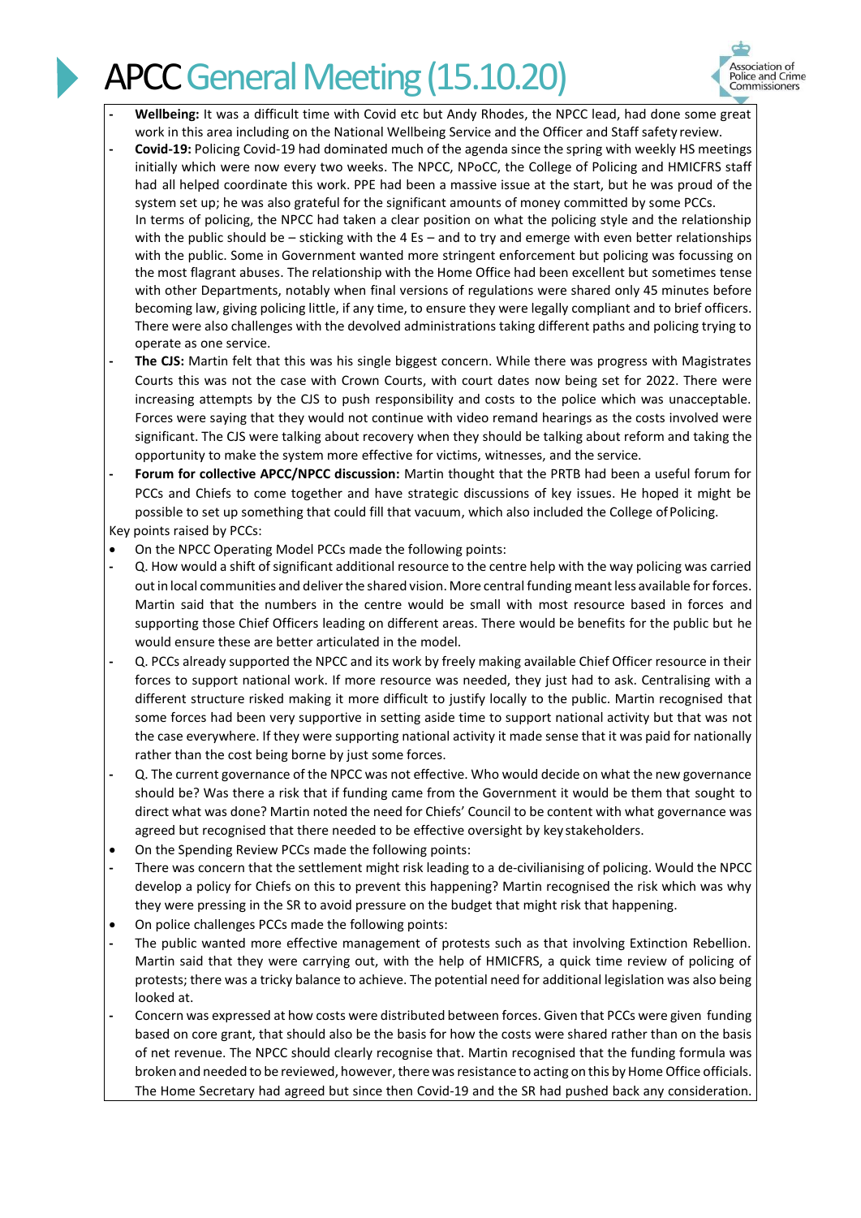- **Wellbeing:** It was a difficult time with Covid etc but Andy Rhodes, the NPCC lead, had done some great work in this area including on the National Wellbeing Service and the Officer and Staff safety review.
- **Covid-19:** Policing Covid-19 had dominated much of the agenda since the spring with weekly HS meetings initially which were now every two weeks. The NPCC, NPoCC, the College of Policing and HMICFRS staff had all helped coordinate this work. PPE had been a massive issue at the start, but he was proud of the system set up; he was also grateful for the significant amounts of money committed by some PCCs.
  In terms of policing, the NPCC had taken a clear position on what the policing style and the relationship with the public should be – sticking with the 4 Es – and to try and emerge with even better relationships with the public. Some in Government wanted more stringent enforcement but policing was focussing on the most flagrant abuses. The relationship with the Home Office had been excellent but sometimes tense with other Departments, notably when final versions of regulations were shared only 45 minutes before becoming law, giving policing little, if any time, to ensure they were legally compliant and to brief officers. There were also challenges with the devolved administrations taking different paths and policing trying to operate as one service.
- **The CJS:** Martin felt that this was his single biggest concern. While there was progress with Magistrates Courts this was not the case with Crown Courts, with court dates now being set for 2022. There were increasing attempts by the CJS to push responsibility and costs to the police which was unacceptable. Forces were saying that they would not continue with video remand hearings as the costs involved were significant. The CJS were talking about recovery when they should be talking about reform and taking the opportunity to make the system more effective for victims, witnesses, and the service.
- **Forum for collective APCC/NPCC discussion:** Martin thought that the PRTB had been a useful forum for PCCs and Chiefs to come together and have strategic discussions of key issues. He hoped it might be possible to set up something that could fill that vacuum, which also included the College of Policing.

Key points raised by PCCs:

- On the NPCC Operating Model PCCs made the following points:
  - Q. How would a shift of significant additional resource to the centre help with the way policing was carried out in local communities and deliver the shared vision. More central funding meant less available for forces. Martin said that the numbers in the centre would be small with most resource based in forces and supporting those Chief Officers leading on different areas. There would be benefits for the public but he would ensure these are better articulated in the model.
  - Q. PCCs already supported the NPCC and its work by freely making available Chief Officer resource in their forces to support national work. If more resource was needed, they just had to ask. Centralising with a different structure risked making it more difficult to justify locally to the public. Martin recognised that some forces had been very supportive in setting aside time to support national activity but that was not the case everywhere. If they were supporting national activity it made sense that it was paid for nationally rather than the cost being borne by just some forces.
  - Q. The current governance of the NPCC was not effective. Who would decide on what the new governance should be? Was there a risk that if funding came from the Government it would be them that sought to direct what was done? Martin noted the need for Chiefs' Council to be content with what governance was agreed but recognised that there needed to be effective oversight by key stakeholders.
- On the Spending Review PCCs made the following points:
  - There was concern that the settlement might risk leading to a de-civilianising of policing. Would the NPCC develop a policy for Chiefs on this to prevent this happening? Martin recognised the risk which was why they were pressing in the SR to avoid pressure on the budget that might risk that happening.
- On police challenges PCCs made the following points:
  - The public wanted more effective management of protests such as that involving Extinction Rebellion. Martin said that they were carrying out, with the help of HMICFRS, a quick time review of policing of protests; there was a tricky balance to achieve. The potential need for additional legislation was also being looked at.
  - Concern was expressed at how costs were distributed between forces. Given that PCCs were given funding based on core grant, that should also be the basis for how the costs were shared rather than on the basis of net revenue. The NPCC should clearly recognise that. Martin recognised that the funding formula was broken and needed to be reviewed, however, there was resistance to acting on this by Home Office officials. The Home Secretary had agreed but since then Covid-19 and the SR had pushed back any consideration.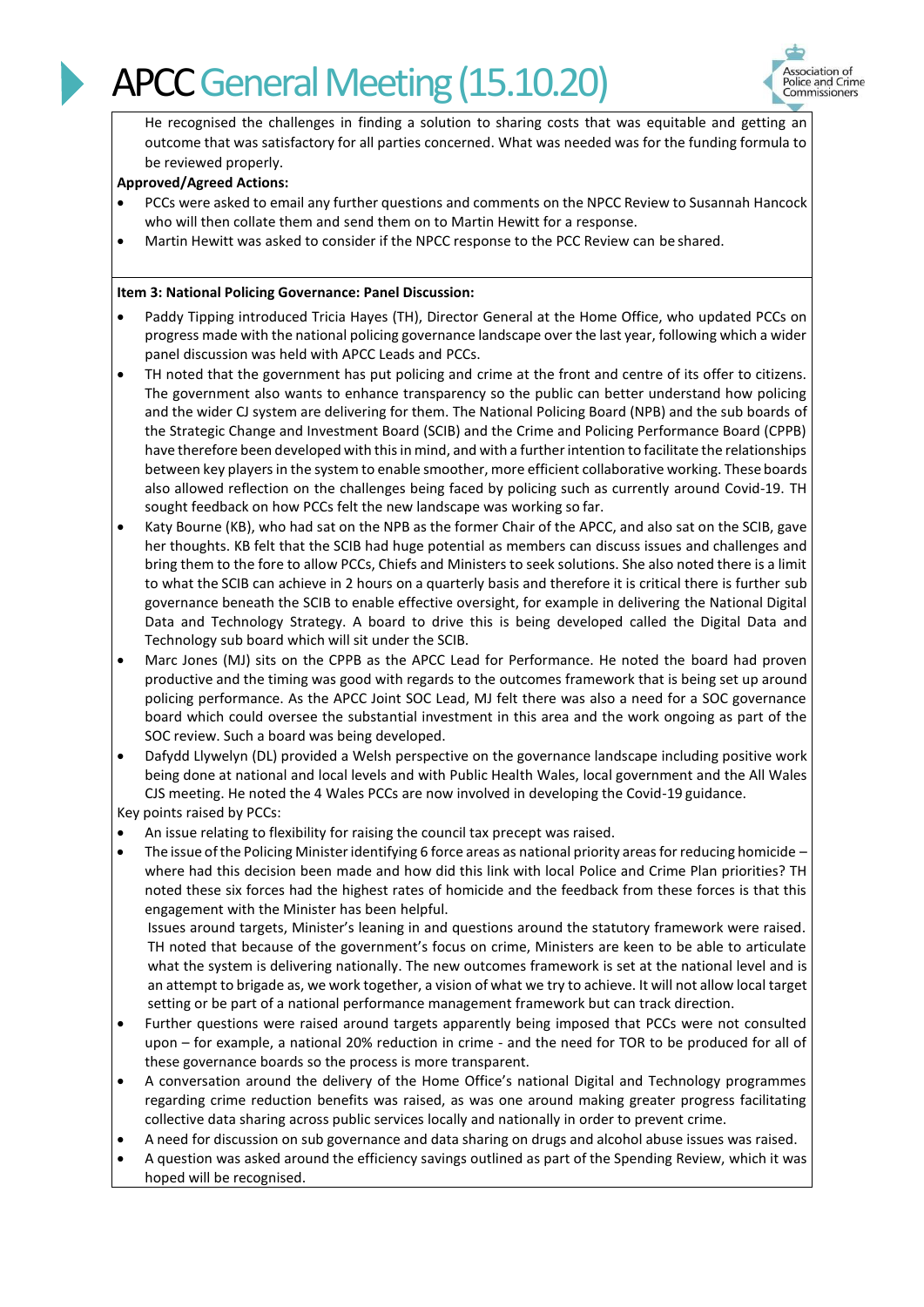He recognised the challenges in finding a solution to sharing costs that was equitable and getting an outcome that was satisfactory for all parties concerned. What was needed was for the funding formula to be reviewed properly.

**Approved/Agreed Actions:**

- PCCs were asked to email any further questions and comments on the NPCC Review to Susannah Hancock who will then collate them and send them on to Martin Hewitt for a response.
- Martin Hewitt was asked to consider if the NPCC response to the PCC Review can be shared.

**Item 3: National Policing Governance: Panel Discussion:**

- Paddy Tipping introduced Tricia Hayes (TH), Director General at the Home Office, who updated PCCs on progress made with the national policing governance landscape over the last year, following which a wider panel discussion was held with APCC Leads and PCCs.
- TH noted that the government has put policing and crime at the front and centre of its offer to citizens. The government also wants to enhance transparency so the public can better understand how policing and the wider CJ system are delivering for them. The National Policing Board (NPB) and the sub boards of the Strategic Change and Investment Board (SCIB) and the Crime and Policing Performance Board (CPPB) have therefore been developed with this in mind, and with a further intention to facilitate the relationships between key players in the system to enable smoother, more efficient collaborative working. These boards also allowed reflection on the challenges being faced by policing such as currently around Covid-19. TH sought feedback on how PCCs felt the new landscape was working so far.
- Katy Bourne (KB), who had sat on the NPB as the former Chair of the APCC, and also sat on the SCIB, gave her thoughts. KB felt that the SCIB had huge potential as members can discuss issues and challenges and bring them to the fore to allow PCCs, Chiefs and Ministers to seek solutions. She also noted there is a limit to what the SCIB can achieve in 2 hours on a quarterly basis and therefore it is critical there is further sub governance beneath the SCIB to enable effective oversight, for example in delivering the National Digital Data and Technology Strategy. A board to drive this is being developed called the Digital Data and Technology sub board which will sit under the SCIB.
- Marc Jones (MJ) sits on the CPPB as the APCC Lead for Performance. He noted the board had proven productive and the timing was good with regards to the outcomes framework that is being set up around policing performance. As the APCC Joint SOC Lead, MJ felt there was also a need for a SOC governance board which could oversee the substantial investment in this area and the work ongoing as part of the SOC review. Such a board was being developed.
- Dafydd Llywelyn (DL) provided a Welsh perspective on the governance landscape including positive work being done at national and local levels and with Public Health Wales, local government and the All Wales CJS meeting. He noted the 4 Wales PCCs are now involved in developing the Covid-19 guidance.

Key points raised by PCCs:

- An issue relating to flexibility for raising the council tax precept was raised.
- The issue of the Policing Minister identifying 6 force areas as national priority areas for reducing homicide – where had this decision been made and how did this link with local Police and Crime Plan priorities? TH noted these six forces had the highest rates of homicide and the feedback from these forces is that this engagement with the Minister has been helpful.

  Issues around targets, Minister's leaning in and questions around the statutory framework were raised. TH noted that because of the government's focus on crime, Ministers are keen to be able to articulate what the system is delivering nationally. The new outcomes framework is set at the national level and is an attempt to brigade as, we work together, a vision of what we try to achieve. It will not allow local target setting or be part of a national performance management framework but can track direction.
- Further questions were raised around targets apparently being imposed that PCCs were not consulted upon – for example, a national 20% reduction in crime - and the need for TOR to be produced for all of these governance boards so the process is more transparent.
- A conversation around the delivery of the Home Office's national Digital and Technology programmes regarding crime reduction benefits was raised, as was one around making greater progress facilitating collective data sharing across public services locally and nationally in order to prevent crime.
- A need for discussion on sub governance and data sharing on drugs and alcohol abuse issues was raised.
- A question was asked around the efficiency savings outlined as part of the Spending Review, which it was hoped will be recognised.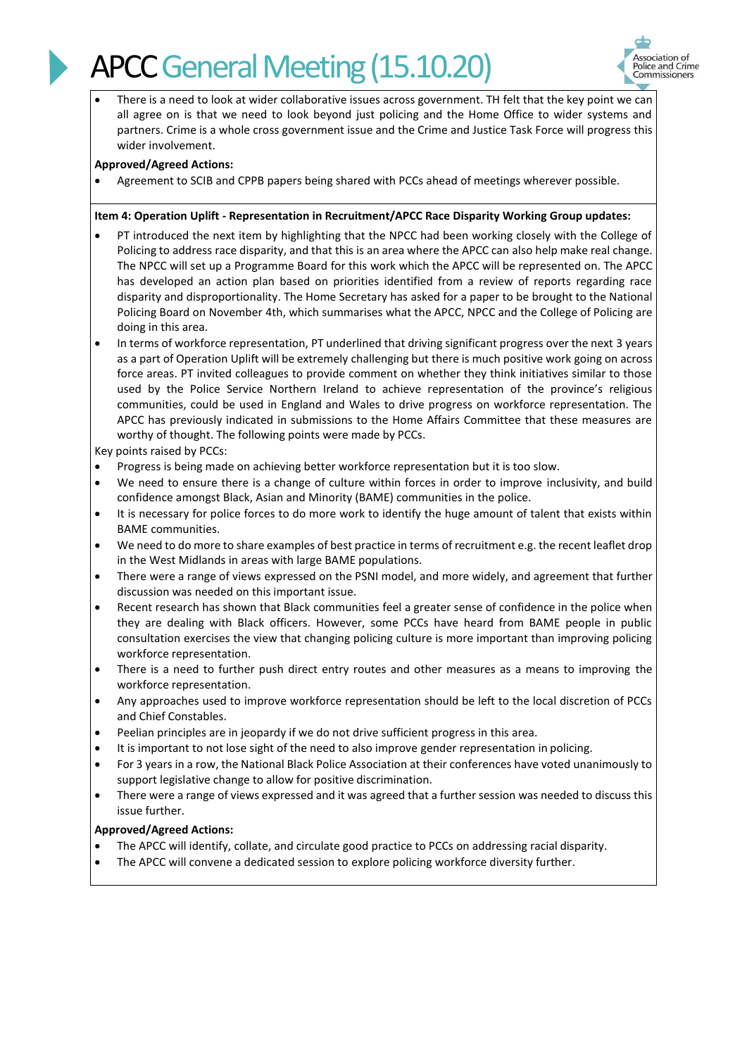- There is a need to look at wider collaborative issues across government. TH felt that the key point we can all agree on is that we need to look beyond just policing and the Home Office to wider systems and partners. Crime is a whole cross government issue and the Crime and Justice Task Force will progress this wider involvement.

**Approved/Agreed Actions:**

- Agreement to SCIB and CPPB papers being shared with PCCs ahead of meetings wherever possible.

**Item 4: Operation Uplift - Representation in Recruitment/APCC Race Disparity Working Group updates:**

- PT introduced the next item by highlighting that the NPCC had been working closely with the College of Policing to address race disparity, and that this is an area where the APCC can also help make real change. The NPCC will set up a Programme Board for this work which the APCC will be represented on. The APCC has developed an action plan based on priorities identified from a review of reports regarding race disparity and disproportionality. The Home Secretary has asked for a paper to be brought to the National Policing Board on November 4th, which summarises what the APCC, NPCC and the College of Policing are doing in this area.
- In terms of workforce representation, PT underlined that driving significant progress over the next 3 years as a part of Operation Uplift will be extremely challenging but there is much positive work going on across force areas. PT invited colleagues to provide comment on whether they think initiatives similar to those used by the Police Service Northern Ireland to achieve representation of the province's religious communities, could be used in England and Wales to drive progress on workforce representation. The APCC has previously indicated in submissions to the Home Affairs Committee that these measures are worthy of thought. The following points were made by PCCs.

Key points raised by PCCs:

- Progress is being made on achieving better workforce representation but it is too slow.
- We need to ensure there is a change of culture within forces in order to improve inclusivity, and build confidence amongst Black, Asian and Minority (BAME) communities in the police.
- It is necessary for police forces to do more work to identify the huge amount of talent that exists within BAME communities.
- We need to do more to share examples of best practice in terms of recruitment e.g. the recent leaflet drop in the West Midlands in areas with large BAME populations.
- There were a range of views expressed on the PSNI model, and more widely, and agreement that further discussion was needed on this important issue.
- Recent research has shown that Black communities feel a greater sense of confidence in the police when they are dealing with Black officers. However, some PCCs have heard from BAME people in public consultation exercises the view that changing policing culture is more important than improving policing workforce representation.
- There is a need to further push direct entry routes and other measures as a means to improving the workforce representation.
- Any approaches used to improve workforce representation should be left to the local discretion of PCCs and Chief Constables.
- Peelian principles are in jeopardy if we do not drive sufficient progress in this area.
- It is important to not lose sight of the need to also improve gender representation in policing.
- For 3 years in a row, the National Black Police Association at their conferences have voted unanimously to support legislative change to allow for positive discrimination.
- There were a range of views expressed and it was agreed that a further session was needed to discuss this issue further.

**Approved/Agreed Actions:**

- The APCC will identify, collate, and circulate good practice to PCCs on addressing racial disparity.
- The APCC will convene a dedicated session to explore policing workforce diversity further.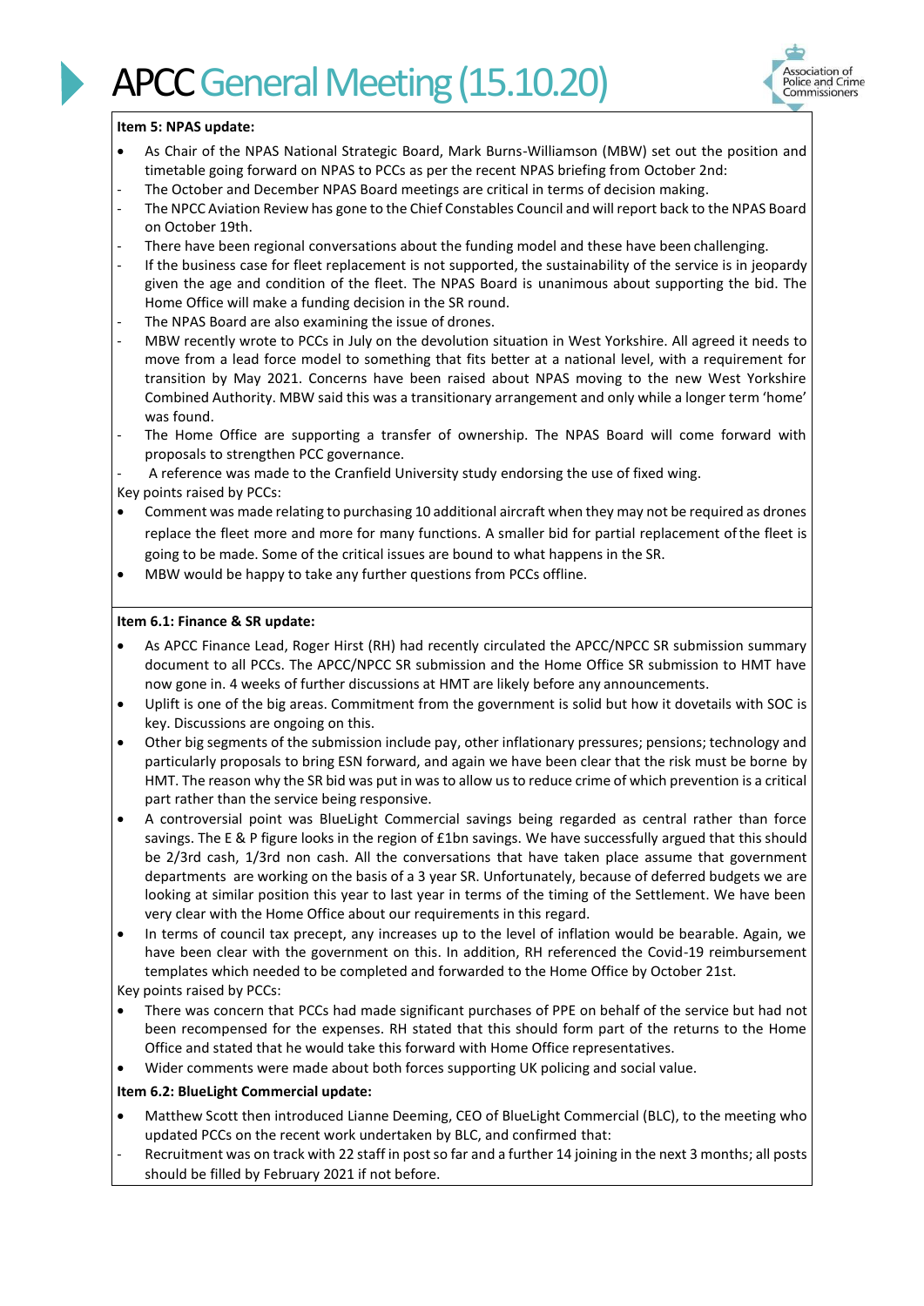**Item 5: NPAS update:**

- As Chair of the NPAS National Strategic Board, Mark Burns-Williamson (MBW) set out the position and timetable going forward on NPAS to PCCs as per the recent NPAS briefing from October 2nd:
  - The October and December NPAS Board meetings are critical in terms of decision making.
  - The NPCC Aviation Review has gone to the Chief Constables Council and will report back to the NPAS Board on October 19th.
  - There have been regional conversations about the funding model and these have been challenging.
  - If the business case for fleet replacement is not supported, the sustainability of the service is in jeopardy given the age and condition of the fleet. The NPAS Board is unanimous about supporting the bid. The Home Office will make a funding decision in the SR round.
  - The NPAS Board are also examining the issue of drones.
  - MBW recently wrote to PCCs in July on the devolution situation in West Yorkshire. All agreed it needs to move from a lead force model to something that fits better at a national level, with a requirement for transition by May 2021. Concerns have been raised about NPAS moving to the new West Yorkshire Combined Authority. MBW said this was a transitionary arrangement and only while a longer term 'home' was found.
  - The Home Office are supporting a transfer of ownership. The NPAS Board will come forward with proposals to strengthen PCC governance.
  - A reference was made to the Cranfield University study endorsing the use of fixed wing.

Key points raised by PCCs:

- Comment was made relating to purchasing 10 additional aircraft when they may not be required as drones replace the fleet more and more for many functions. A smaller bid for partial replacement of the fleet is going to be made. Some of the critical issues are bound to what happens in the SR.
- MBW would be happy to take any further questions from PCCs offline.

**Item 6.1: Finance & SR update:**

- As APCC Finance Lead, Roger Hirst (RH) had recently circulated the APCC/NPCC SR submission summary document to all PCCs. The APCC/NPCC SR submission and the Home Office SR submission to HMT have now gone in. 4 weeks of further discussions at HMT are likely before any announcements.
- Uplift is one of the big areas. Commitment from the government is solid but how it dovetails with SOC is key. Discussions are ongoing on this.
- Other big segments of the submission include pay, other inflationary pressures; pensions; technology and particularly proposals to bring ESN forward, and again we have been clear that the risk must be borne by HMT. The reason why the SR bid was put in was to allow us to reduce crime of which prevention is a critical part rather than the service being responsive.
- A controversial point was BlueLight Commercial savings being regarded as central rather than force savings. The E & P figure looks in the region of £1bn savings. We have successfully argued that this should be 2/3rd cash, 1/3rd non cash. All the conversations that have taken place assume that government departments are working on the basis of a 3 year SR. Unfortunately, because of deferred budgets we are looking at similar position this year to last year in terms of the timing of the Settlement. We have been very clear with the Home Office about our requirements in this regard.
- In terms of council tax precept, any increases up to the level of inflation would be bearable. Again, we have been clear with the government on this. In addition, RH referenced the Covid-19 reimbursement templates which needed to be completed and forwarded to the Home Office by October 21st.

Key points raised by PCCs:

- There was concern that PCCs had made significant purchases of PPE on behalf of the service but had not been recompensed for the expenses. RH stated that this should form part of the returns to the Home Office and stated that he would take this forward with Home Office representatives.
- Wider comments were made about both forces supporting UK policing and social value.

**Item 6.2: BlueLight Commercial update:**

- Matthew Scott then introduced Lianne Deeming, CEO of BlueLight Commercial (BLC), to the meeting who updated PCCs on the recent work undertaken by BLC, and confirmed that:
  - Recruitment was on track with 22 staff in post so far and a further 14 joining in the next 3 months; all posts should be filled by February 2021 if not before.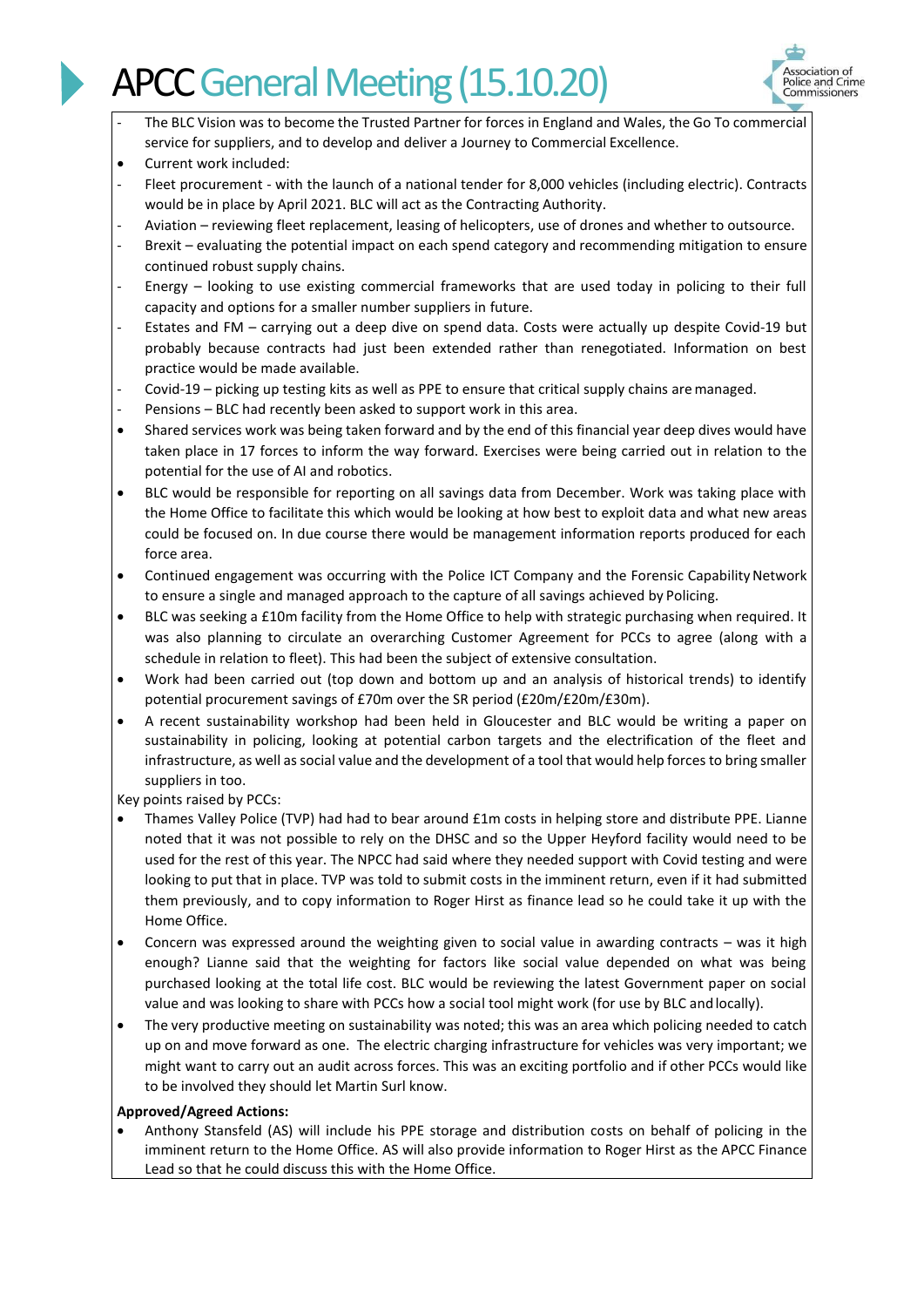- The BLC Vision was to become the Trusted Partner for forces in England and Wales, the Go To commercial service for suppliers, and to develop and deliver a Journey to Commercial Excellence.

- Current work included:
  - Fleet procurement - with the launch of a national tender for 8,000 vehicles (including electric). Contracts would be in place by April 2021. BLC will act as the Contracting Authority.
  - Aviation – reviewing fleet replacement, leasing of helicopters, use of drones and whether to outsource.
  - Brexit – evaluating the potential impact on each spend category and recommending mitigation to ensure continued robust supply chains.
  - Energy – looking to use existing commercial frameworks that are used today in policing to their full capacity and options for a smaller number suppliers in future.
  - Estates and FM – carrying out a deep dive on spend data. Costs were actually up despite Covid-19 but probably because contracts had just been extended rather than renegotiated. Information on best practice would be made available.
  - Covid-19 – picking up testing kits as well as PPE to ensure that critical supply chains are managed.
  - Pensions – BLC had recently been asked to support work in this area.
- Shared services work was being taken forward and by the end of this financial year deep dives would have taken place in 17 forces to inform the way forward. Exercises were being carried out in relation to the potential for the use of AI and robotics.
- BLC would be responsible for reporting on all savings data from December. Work was taking place with the Home Office to facilitate this which would be looking at how best to exploit data and what new areas could be focused on. In due course there would be management information reports produced for each force area.
- Continued engagement was occurring with the Police ICT Company and the Forensic Capability Network to ensure a single and managed approach to the capture of all savings achieved by Policing.
- BLC was seeking a £10m facility from the Home Office to help with strategic purchasing when required. It was also planning to circulate an overarching Customer Agreement for PCCs to agree (along with a schedule in relation to fleet). This had been the subject of extensive consultation.
- Work had been carried out (top down and bottom up and an analysis of historical trends) to identify potential procurement savings of £70m over the SR period (£20m/£20m/£30m).
- A recent sustainability workshop had been held in Gloucester and BLC would be writing a paper on sustainability in policing, looking at potential carbon targets and the electrification of the fleet and infrastructure, as well as social value and the development of a tool that would help forces to bring smaller suppliers in too.

Key points raised by PCCs:

- Thames Valley Police (TVP) had had to bear around £1m costs in helping store and distribute PPE. Lianne noted that it was not possible to rely on the DHSC and so the Upper Heyford facility would need to be used for the rest of this year. The NPCC had said where they needed support with Covid testing and were looking to put that in place. TVP was told to submit costs in the imminent return, even if it had submitted them previously, and to copy information to Roger Hirst as finance lead so he could take it up with the Home Office.
- Concern was expressed around the weighting given to social value in awarding contracts – was it high enough? Lianne said that the weighting for factors like social value depended on what was being purchased looking at the total life cost. BLC would be reviewing the latest Government paper on social value and was looking to share with PCCs how a social tool might work (for use by BLC and locally).
- The very productive meeting on sustainability was noted; this was an area which policing needed to catch up on and move forward as one. The electric charging infrastructure for vehicles was very important; we might want to carry out an audit across forces. This was an exciting portfolio and if other PCCs would like to be involved they should let Martin Surl know.

**Approved/Agreed Actions:**

- Anthony Stansfeld (AS) will include his PPE storage and distribution costs on behalf of policing in the imminent return to the Home Office. AS will also provide information to Roger Hirst as the APCC Finance Lead so that he could discuss this with the Home Office.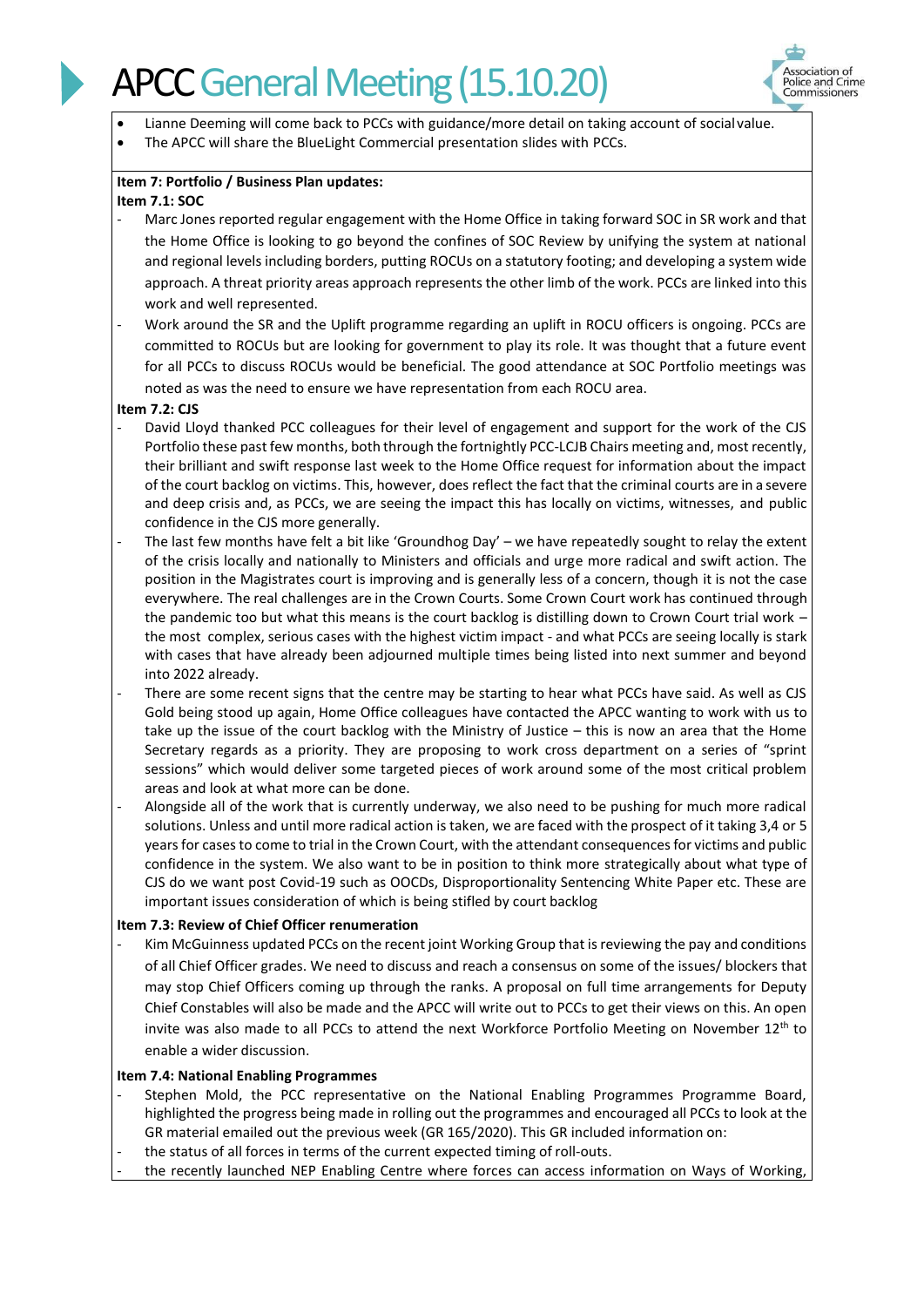- Lianne Deeming will come back to PCCs with guidance/more detail on taking account of social value.
- The APCC will share the BlueLight Commercial presentation slides with PCCs.

**Item 7: Portfolio / Business Plan updates:**

**Item 7.1: SOC**

- Marc Jones reported regular engagement with the Home Office in taking forward SOC in SR work and that the Home Office is looking to go beyond the confines of SOC Review by unifying the system at national and regional levels including borders, putting ROCUs on a statutory footing; and developing a system wide approach. A threat priority areas approach represents the other limb of the work. PCCs are linked into this work and well represented.
- Work around the SR and the Uplift programme regarding an uplift in ROCU officers is ongoing. PCCs are committed to ROCUs but are looking for government to play its role. It was thought that a future event for all PCCs to discuss ROCUs would be beneficial. The good attendance at SOC Portfolio meetings was noted as was the need to ensure we have representation from each ROCU area.

**Item 7.2: CJS**

- David Lloyd thanked PCC colleagues for their level of engagement and support for the work of the CJS Portfolio these past few months, both through the fortnightly PCC-LCJB Chairs meeting and, most recently, their brilliant and swift response last week to the Home Office request for information about the impact of the court backlog on victims. This, however, does reflect the fact that the criminal courts are in a severe and deep crisis and, as PCCs, we are seeing the impact this has locally on victims, witnesses, and public confidence in the CJS more generally.
- The last few months have felt a bit like 'Groundhog Day' – we have repeatedly sought to relay the extent of the crisis locally and nationally to Ministers and officials and urge more radical and swift action. The position in the Magistrates court is improving and is generally less of a concern, though it is not the case everywhere. The real challenges are in the Crown Courts. Some Crown Court work has continued through the pandemic too but what this means is the court backlog is distilling down to Crown Court trial work – the most complex, serious cases with the highest victim impact - and what PCCs are seeing locally is stark with cases that have already been adjourned multiple times being listed into next summer and beyond into 2022 already.
- There are some recent signs that the centre may be starting to hear what PCCs have said. As well as CJS Gold being stood up again, Home Office colleagues have contacted the APCC wanting to work with us to take up the issue of the court backlog with the Ministry of Justice – this is now an area that the Home Secretary regards as a priority. They are proposing to work cross department on a series of "sprint sessions" which would deliver some targeted pieces of work around some of the most critical problem areas and look at what more can be done.
- Alongside all of the work that is currently underway, we also need to be pushing for much more radical solutions. Unless and until more radical action is taken, we are faced with the prospect of it taking 3,4 or 5 years for cases to come to trial in the Crown Court, with the attendant consequences for victims and public confidence in the system. We also want to be in position to think more strategically about what type of CJS do we want post Covid-19 such as OOCDs, Disproportionality Sentencing White Paper etc. These are important issues consideration of which is being stifled by court backlog

**Item 7.3: Review of Chief Officer renumeration**

- Kim McGuinness updated PCCs on the recent joint Working Group that is reviewing the pay and conditions of all Chief Officer grades. We need to discuss and reach a consensus on some of the issues/ blockers that may stop Chief Officers coming up through the ranks. A proposal on full time arrangements for Deputy Chief Constables will also be made and the APCC will write out to PCCs to get their views on this. An open invite was also made to all PCCs to attend the next Workforce Portfolio Meeting on November 12th to enable a wider discussion.

**Item 7.4: National Enabling Programmes**

- Stephen Mold, the PCC representative on the National Enabling Programmes Programme Board, highlighted the progress being made in rolling out the programmes and encouraged all PCCs to look at the GR material emailed out the previous week (GR 165/2020). This GR included information on:
- the status of all forces in terms of the current expected timing of roll-outs.
- the recently launched NEP Enabling Centre where forces can access information on Ways of Working,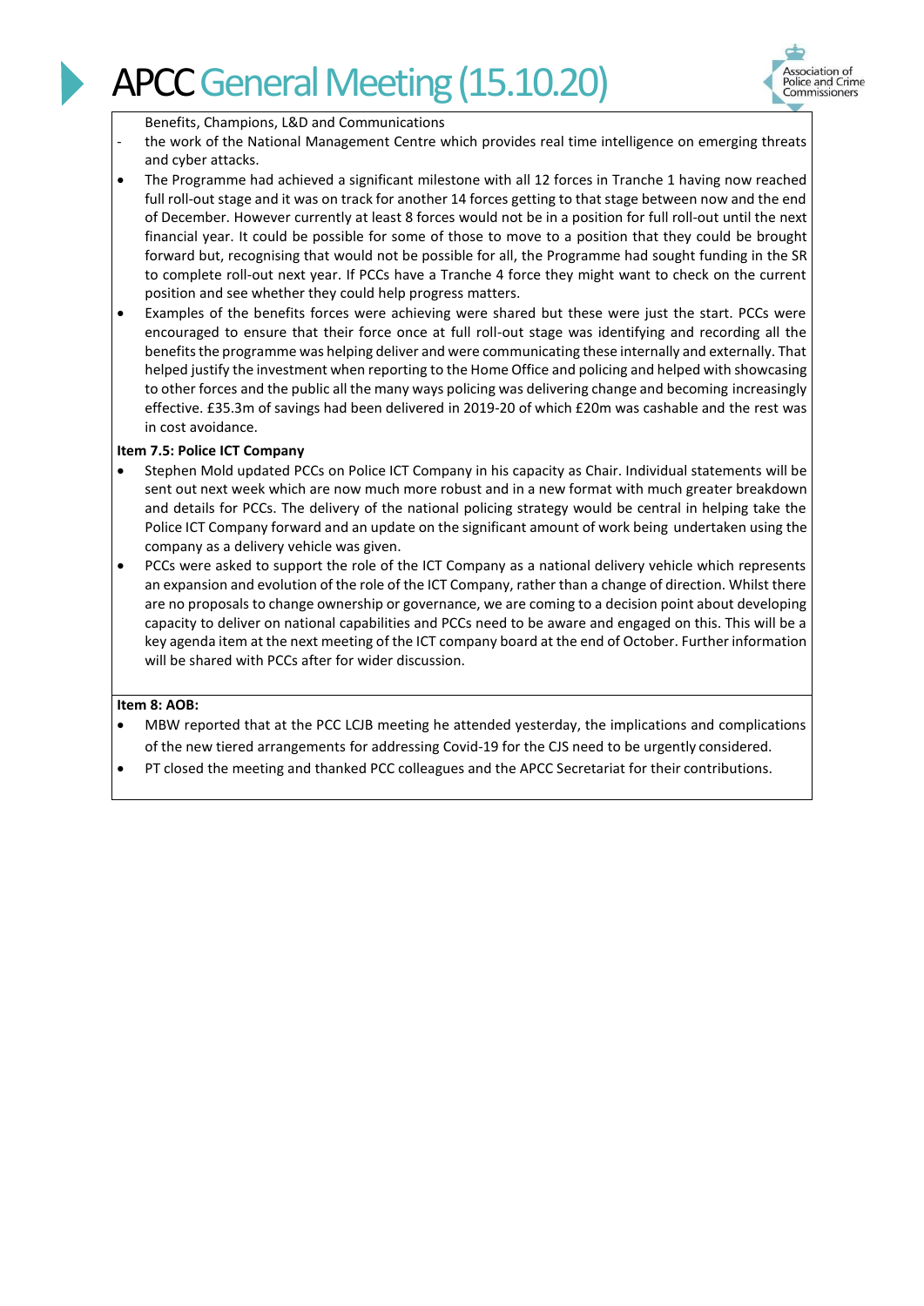Benefits, Champions, L&D and Communications

- the work of the National Management Centre which provides real time intelligence on emerging threats and cyber attacks.

- The Programme had achieved a significant milestone with all 12 forces in Tranche 1 having now reached full roll-out stage and it was on track for another 14 forces getting to that stage between now and the end of December. However currently at least 8 forces would not be in a position for full roll-out until the next financial year. It could be possible for some of those to move to a position that they could be brought forward but, recognising that would not be possible for all, the Programme had sought funding in the SR to complete roll-out next year. If PCCs have a Tranche 4 force they might want to check on the current position and see whether they could help progress matters.
- Examples of the benefits forces were achieving were shared but these were just the start. PCCs were encouraged to ensure that their force once at full roll-out stage was identifying and recording all the benefits the programme was helping deliver and were communicating these internally and externally. That helped justify the investment when reporting to the Home Office and policing and helped with showcasing to other forces and the public all the many ways policing was delivering change and becoming increasingly effective. £35.3m of savings had been delivered in 2019-20 of which £20m was cashable and the rest was in cost avoidance.

**Item 7.5: Police ICT Company**

- Stephen Mold updated PCCs on Police ICT Company in his capacity as Chair. Individual statements will be sent out next week which are now much more robust and in a new format with much greater breakdown and details for PCCs. The delivery of the national policing strategy would be central in helping take the Police ICT Company forward and an update on the significant amount of work being undertaken using the company as a delivery vehicle was given.
- PCCs were asked to support the role of the ICT Company as a national delivery vehicle which represents an expansion and evolution of the role of the ICT Company, rather than a change of direction. Whilst there are no proposals to change ownership or governance, we are coming to a decision point about developing capacity to deliver on national capabilities and PCCs need to be aware and engaged on this. This will be a key agenda item at the next meeting of the ICT company board at the end of October. Further information will be shared with PCCs after for wider discussion.

**Item 8: AOB:**

- MBW reported that at the PCC LCJB meeting he attended yesterday, the implications and complications of the new tiered arrangements for addressing Covid-19 for the CJS need to be urgently considered.
- PT closed the meeting and thanked PCC colleagues and the APCC Secretariat for their contributions.